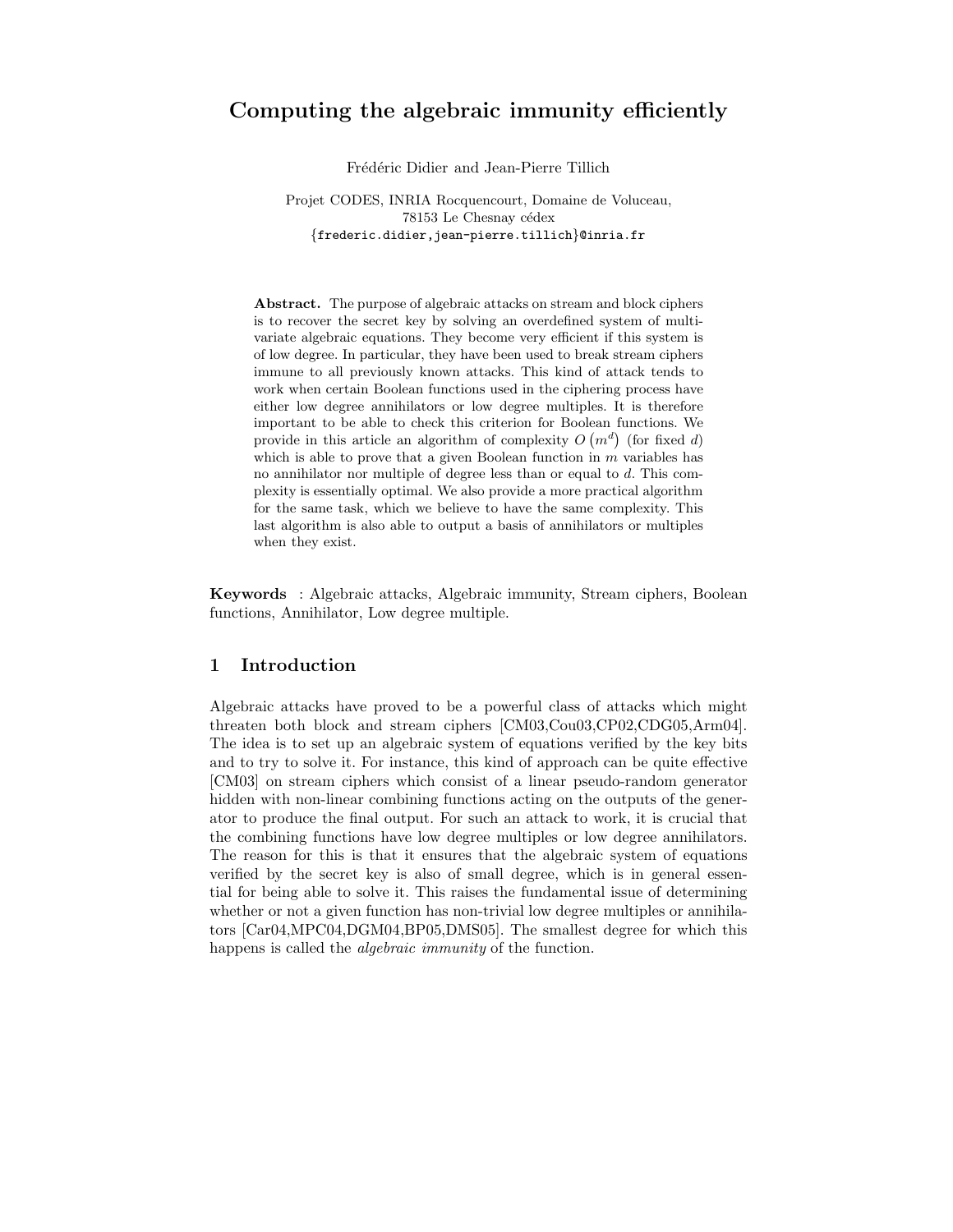# Computing the algebraic immunity efficiently

Frédéric Didier and Jean-Pierre Tillich

Projet CODES, INRIA Rocquencourt, Domaine de Voluceau,
78153 Le Chesnay cédex
{frederic.didier,jean-pierre.tillich}@inria.fr

**Abstract.** The purpose of algebraic attacks on stream and block ciphers is to recover the secret key by solving an overdefined system of multivariate algebraic equations. They become very efficient if this system is of low degree. In particular, they have been used to break stream ciphers immune to all previously known attacks. This kind of attack tends to work when certain Boolean functions used in the ciphering process have either low degree annihilators or low degree multiples. It is therefore important to be able to check this criterion for Boolean functions. We provide in this article an algorithm of complexity $O\left(m^d\right)$ (for fixed $d$) which is able to prove that a given Boolean function in $m$ variables has no annihilator nor multiple of degree less than or equal to $d$. This complexity is essentially optimal. We also provide a more practical algorithm for the same task, which we believe to have the same complexity. This last algorithm is also able to output a basis of annihilators or multiples when they exist.

**Keywords** : Algebraic attacks, Algebraic immunity, Stream ciphers, Boolean functions, Annihilator, Low degree multiple.

## 1 Introduction

Algebraic attacks have proved to be a powerful class of attacks which might threaten both block and stream ciphers [CM03,Cou03,CP02,CDG05,Arm04]. The idea is to set up an algebraic system of equations verified by the key bits and to try to solve it. For instance, this kind of approach can be quite effective [CM03] on stream ciphers which consist of a linear pseudo-random generator hidden with non-linear combining functions acting on the outputs of the generator to produce the final output. For such an attack to work, it is crucial that the combining functions have low degree multiples or low degree annihilators. The reason for this is that it ensures that the algebraic system of equations verified by the secret key is also of small degree, which is in general essential for being able to solve it. This raises the fundamental issue of determining whether or not a given function has non-trivial low degree multiples or annihilators [Car04,MPC04,DGM04,BP05,DMS05]. The smallest degree for which this happens is called the *algebraic immunity* of the function.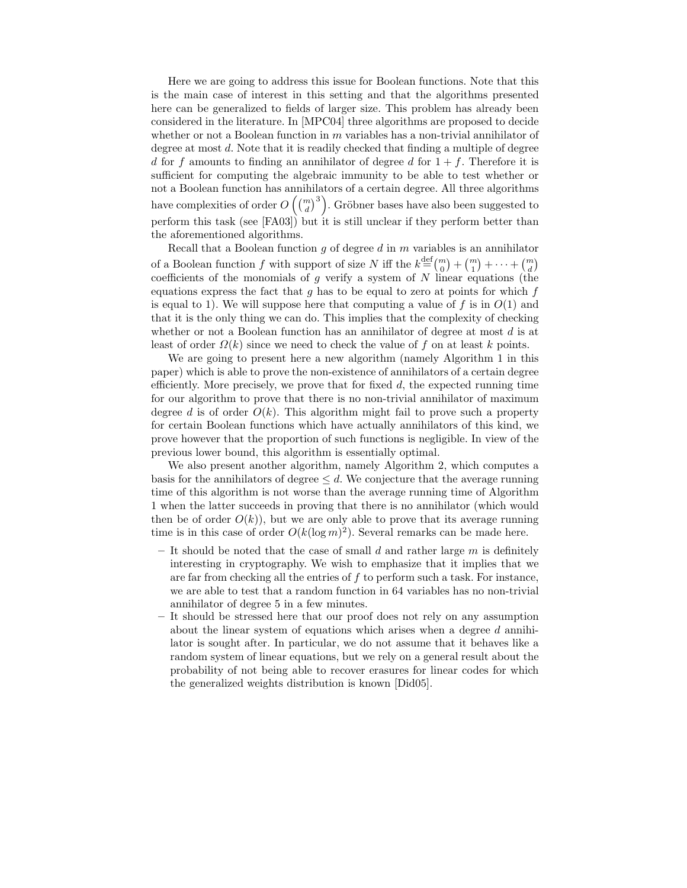Here we are going to address this issue for Boolean functions. Note that this is the main case of interest in this setting and that the algorithms presented here can be generalized to fields of larger size. This problem has already been considered in the literature. In [MPC04] three algorithms are proposed to decide whether or not a Boolean function in $m$ variables has a non-trivial annihilator of degree at most $d$. Note that it is readily checked that finding a multiple of degree $d$ for $f$ amounts to finding an annihilator of degree $d$ for $1+f$. Therefore it is sufficient for computing the algebraic immunity to be able to test whether or not a Boolean function has annihilators of a certain degree. All three algorithms have complexities of order $O\left(\binom{m}{d}^3\right)$. Gröbner bases have also been suggested to perform this task (see [FA03]) but it is still unclear if they perform better than the aforementioned algorithms.

Recall that a Boolean function $g$ of degree $d$ in $m$ variables is an annihilator of a Boolean function $f$ with support of size $N$ iff the $k \stackrel{\text{def}}{=} \binom{m}{0} + \binom{m}{1} + \cdots + \binom{m}{d}$ coefficients of the monomials of $g$ verify a system of $N$ linear equations (the equations express the fact that $g$ has to be equal to zero at points for which $f$ is equal to 1). We will suppose here that computing a value of $f$ is in $O(1)$ and that it is the only thing we can do. This implies that the complexity of checking whether or not a Boolean function has an annihilator of degree at most $d$ is at least of order $\Omega(k)$ since we need to check the value of $f$ on at least $k$ points.

We are going to present here a new algorithm (namely Algorithm 1 in this paper) which is able to prove the non-existence of annihilators of a certain degree efficiently. More precisely, we prove that for fixed $d$, the expected running time for our algorithm to prove that there is no non-trivial annihilator of maximum degree $d$ is of order $O(k)$. This algorithm might fail to prove such a property for certain Boolean functions which have actually annihilators of this kind, we prove however that the proportion of such functions is negligible. In view of the previous lower bound, this algorithm is essentially optimal.

We also present another algorithm, namely Algorithm 2, which computes a basis for the annihilators of degree $\leq d$. We conjecture that the average running time of this algorithm is not worse than the average running time of Algorithm 1 when the latter succeeds in proving that there is no annihilator (which would then be of order $O(k)$), but we are only able to prove that its average running time is in this case of order $O(k(\log m)^2)$. Several remarks can be made here.

- It should be noted that the case of small $d$ and rather large $m$ is definitely interesting in cryptography. We wish to emphasize that it implies that we are far from checking all the entries of $f$ to perform such a task. For instance, we are able to test that a random function in 64 variables has no non-trivial annihilator of degree 5 in a few minutes.
- It should be stressed here that our proof does not rely on any assumption about the linear system of equations which arises when a degree $d$ annihilator is sought after. In particular, we do not assume that it behaves like a random system of linear equations, but we rely on a general result about the probability of not being able to recover erasures for linear codes for which the generalized weights distribution is known [Did05].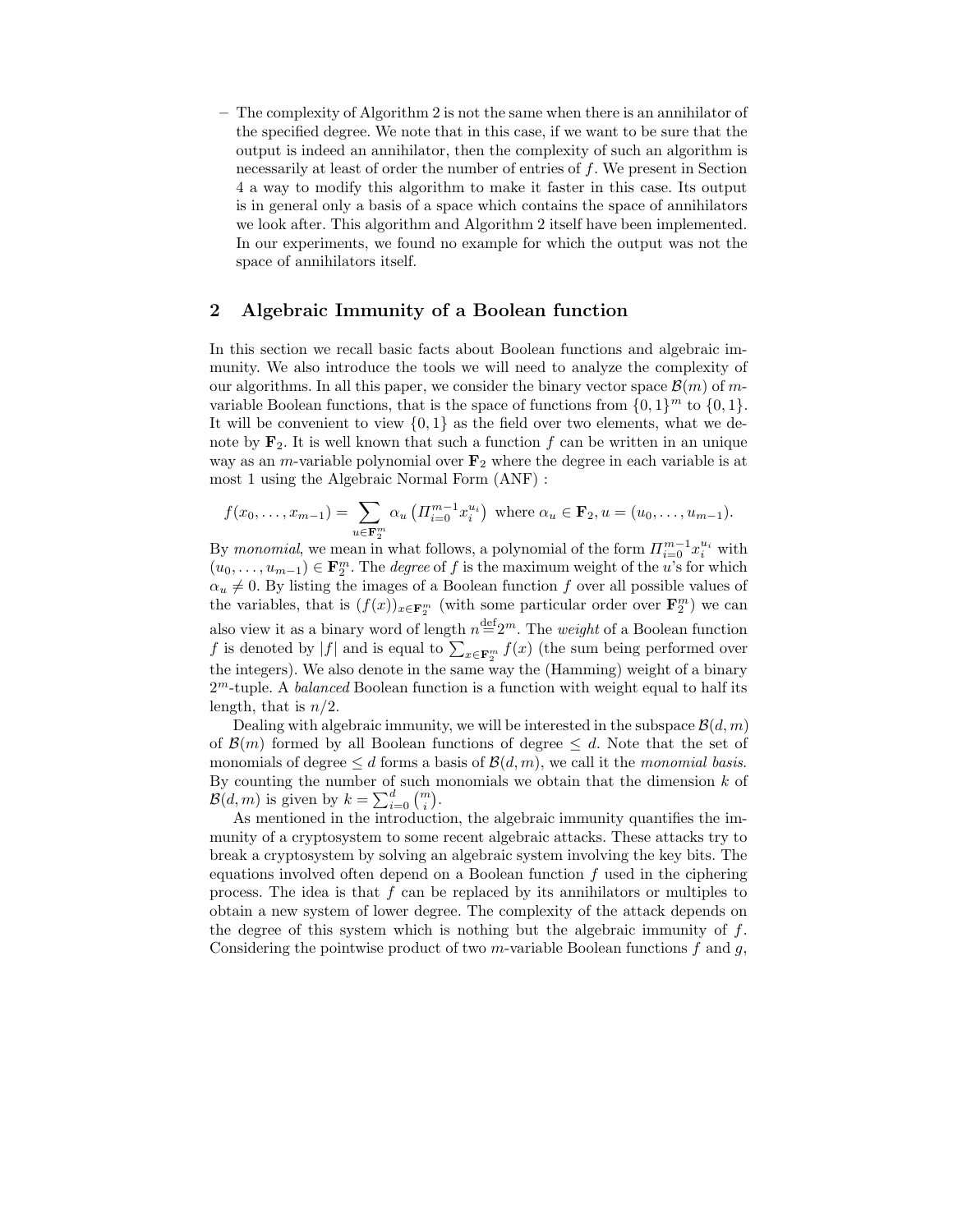– The complexity of Algorithm 2 is not the same when there is an annihilator of the specified degree. We note that in this case, if we want to be sure that the output is indeed an annihilator, then the complexity of such an algorithm is necessarily at least of order the number of entries of $f$. We present in Section 4 a way to modify this algorithm to make it faster in this case. Its output is in general only a basis of a space which contains the space of annihilators we look after. This algorithm and Algorithm 2 itself have been implemented. In our experiments, we found no example for which the output was not the space of annihilators itself.

## 2 Algebraic Immunity of a Boolean function

In this section we recall basic facts about Boolean functions and algebraic immunity. We also introduce the tools we will need to analyze the complexity of our algorithms. In all this paper, we consider the binary vector space $\mathcal{B}(m)$ of $m$-variable Boolean functions, that is the space of functions from $\{0,1\}^m$ to $\{0,1\}$. It will be convenient to view $\{0,1\}$ as the field over two elements, what we denote by $\mathbf{F}_2$. It is well known that such a function $f$ can be written in an unique way as an $m$-variable polynomial over $\mathbf{F}_2$ where the degree in each variable is at most 1 using the Algebraic Normal Form (ANF) :

$$f(x_0,\ldots,x_{m-1}) = \sum_{u\in\mathbf{F}_2^m} \alpha_u \left(\Pi_{i=0}^{m-1} x_i^{u_i}\right) \text{ where } \alpha_u \in \mathbf{F}_2, u=(u_0,\ldots,u_{m-1}).$$

By *monomial*, we mean in what follows, a polynomial of the form $\Pi_{i=0}^{m-1} x_i^{u_i}$ with $(u_0,\ldots,u_{m-1}) \in \mathbf{F}_2^m$. The *degree* of $f$ is the maximum weight of the $u$'s for which $\alpha_u \neq 0$. By listing the images of a Boolean function $f$ over all possible values of the variables, that is $(f(x))_{x\in\mathbf{F}_2^m}$ (with some particular order over $\mathbf{F}_2^m$) we can also view it as a binary word of length $n \overset{\text{def}}{=} 2^m$. The *weight* of a Boolean function $f$ is denoted by $|f|$ and is equal to $\sum_{x\in\mathbf{F}_2^m} f(x)$ (the sum being performed over the integers). We also denote in the same way the (Hamming) weight of a binary $2^m$-tuple. A *balanced* Boolean function is a function with weight equal to half its length, that is $n/2$.

Dealing with algebraic immunity, we will be interested in the subspace $\mathcal{B}(d,m)$ of $\mathcal{B}(m)$ formed by all Boolean functions of degree $\leq d$. Note that the set of monomials of degree $\leq d$ forms a basis of $\mathcal{B}(d,m)$, we call it the *monomial basis*. By counting the number of such monomials we obtain that the dimension $k$ of $\mathcal{B}(d,m)$ is given by $k = \sum_{i=0}^{d} \binom{m}{i}$.

As mentioned in the introduction, the algebraic immunity quantifies the immunity of a cryptosystem to some recent algebraic attacks. These attacks try to break a cryptosystem by solving an algebraic system involving the key bits. The equations involved often depend on a Boolean function $f$ used in the ciphering process. The idea is that $f$ can be replaced by its annihilators or multiples to obtain a new system of lower degree. The complexity of the attack depends on the degree of this system which is nothing but the algebraic immunity of $f$. Considering the pointwise product of two $m$-variable Boolean functions $f$ and $g$,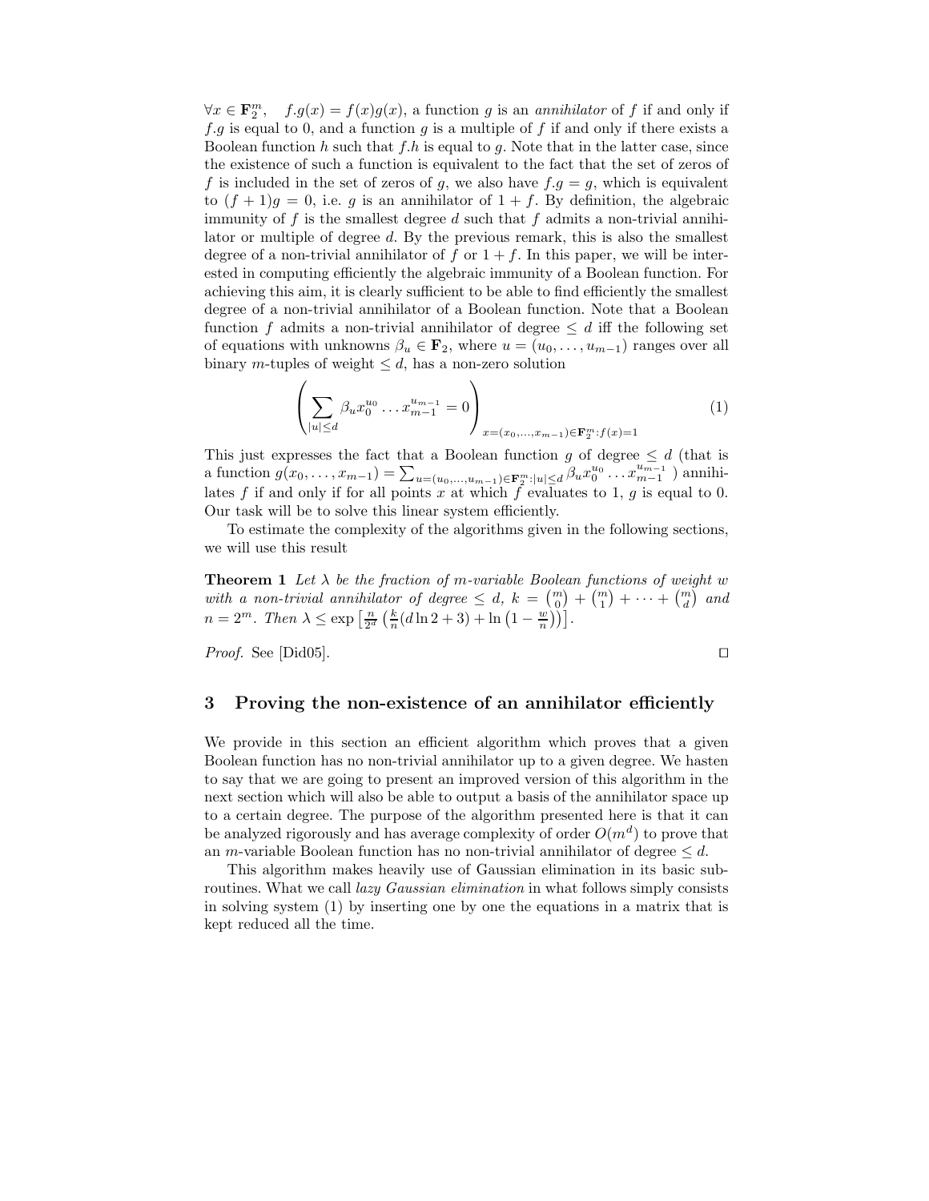$\forall x \in \mathbf{F}_2^m, \quad f.g(x) = f(x)g(x)$, a function $g$ is an *annihilator* of $f$ if and only if $f.g$ is equal to 0, and a function $g$ is a multiple of $f$ if and only if there exists a Boolean function $h$ such that $f.h$ is equal to $g$. Note that in the latter case, since the existence of such a function is equivalent to the fact that the set of zeros of $f$ is included in the set of zeros of $g$, we also have $f.g = g$, which is equivalent to $(f+1)g = 0$, i.e. $g$ is an annihilator of $1+f$. By definition, the algebraic immunity of $f$ is the smallest degree $d$ such that $f$ admits a non-trivial annihilator or multiple of degree $d$. By the previous remark, this is also the smallest degree of a non-trivial annihilator of $f$ or $1+f$. In this paper, we will be interested in computing efficiently the algebraic immunity of a Boolean function. For achieving this aim, it is clearly sufficient to be able to find efficiently the smallest degree of a non-trivial annihilator of a Boolean function. Note that a Boolean function $f$ admits a non-trivial annihilator of degree $\leq d$ iff the following set of equations with unknowns $\beta_u \in \mathbf{F}_2$, where $u = (u_0, \ldots, u_{m-1})$ ranges over all binary $m$-tuples of weight $\leq d$, has a non-zero solution

$$\left( \sum_{|u| \leq d} \beta_u x_0^{u_0} \ldots x_{m-1}^{u_{m-1}} = 0 \right)_{x=(x_0,\ldots,x_{m-1}) \in \mathbf{F}_2^m : f(x)=1} \tag{1}$$

This just expresses the fact that a Boolean function $g$ of degree $\leq d$ (that is a function $g(x_0, \ldots, x_{m-1}) = \sum_{u=(u_0,\ldots,u_{m-1}) \in \mathbf{F}_2^m : |u| \leq d} \beta_u x_0^{u_0} \ldots x_{m-1}^{u_{m-1}}$ ) annihilates $f$ if and only if for all points $x$ at which $f$ evaluates to 1, $g$ is equal to 0. Our task will be to solve this linear system efficiently.

To estimate the complexity of the algorithms given in the following sections, we will use this result

**Theorem 1** *Let $\lambda$ be the fraction of $m$-variable Boolean functions of weight $w$ with a non-trivial annihilator of degree $\leq d$, $k = \binom{m}{0} + \binom{m}{1} + \cdots + \binom{m}{d}$ and $n = 2^m$. Then $\lambda \leq \exp\left[\frac{n}{2^d}\left(\frac{k}{n}(d \ln 2 + 3) + \ln\left(1 - \frac{w}{n}\right)\right)\right]$.*

*Proof.* See [Did05]. □

## 3 Proving the non-existence of an annihilator efficiently

We provide in this section an efficient algorithm which proves that a given Boolean function has no non-trivial annihilator up to a given degree. We hasten to say that we are going to present an improved version of this algorithm in the next section which will also be able to output a basis of the annihilator space up to a certain degree. The purpose of the algorithm presented here is that it can be analyzed rigorously and has average complexity of order $O(m^d)$ to prove that an $m$-variable Boolean function has no non-trivial annihilator of degree $\leq d$.

This algorithm makes heavily use of Gaussian elimination in its basic subroutines. What we call *lazy Gaussian elimination* in what follows simply consists in solving system (1) by inserting one by one the equations in a matrix that is kept reduced all the time.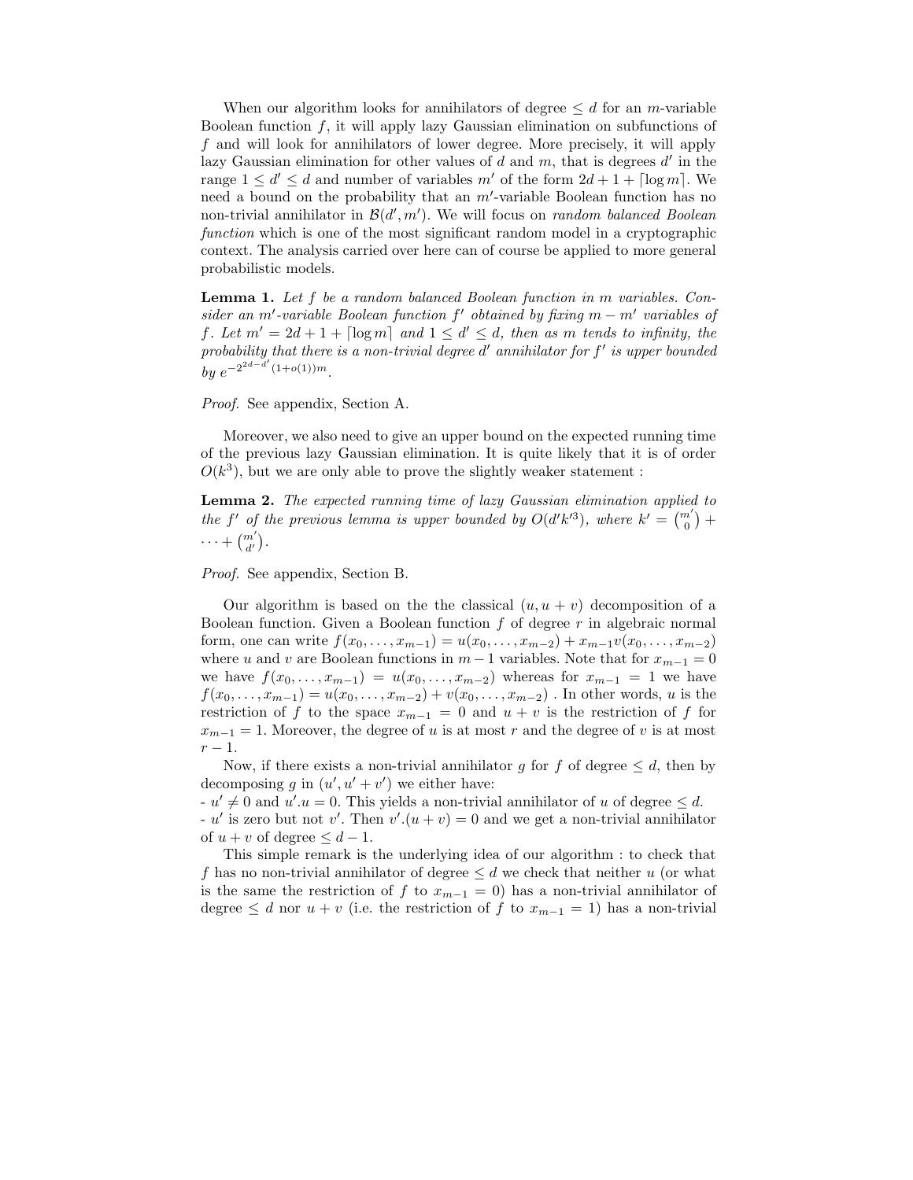When our algorithm looks for annihilators of degree $\leq d$ for an $m$-variable Boolean function $f$, it will apply lazy Gaussian elimination on subfunctions of $f$ and will look for annihilators of lower degree. More precisely, it will apply lazy Gaussian elimination for other values of $d$ and $m$, that is degrees $d'$ in the range $1 \leq d' \leq d$ and number of variables $m'$ of the form $2d + 1 + \lceil \log m \rceil$. We need a bound on the probability that an $m'$-variable Boolean function has no non-trivial annihilator in $\mathcal{B}(d', m')$. We will focus on *random balanced Boolean function* which is one of the most significant random model in a cryptographic context. The analysis carried over here can of course be applied to more general probabilistic models.

**Lemma 1.** *Let $f$ be a random balanced Boolean function in $m$ variables. Consider an $m'$-variable Boolean function $f'$ obtained by fixing $m - m'$ variables of $f$. Let $m' = 2d + 1 + \lceil \log m \rceil$ and $1 \leq d' \leq d$, then as $m$ tends to infinity, the probability that there is a non-trivial degree $d'$ annihilator for $f'$ is upper bounded by $e^{-2^{2d-d'}(1+o(1))m}$.*

*Proof.* See appendix, Section A.

Moreover, we also need to give an upper bound on the expected running time of the previous lazy Gaussian elimination. It is quite likely that it is of order $O(k^3)$, but we are only able to prove the slightly weaker statement :

**Lemma 2.** *The expected running time of lazy Gaussian elimination applied to the $f'$ of the previous lemma is upper bounded by $O(d'k'^3)$, where $k' = \binom{m'}{0} + \cdots + \binom{m'}{d'}$.*

*Proof.* See appendix, Section B.

Our algorithm is based on the the classical $(u, u+v)$ decomposition of a Boolean function. Given a Boolean function $f$ of degree $r$ in algebraic normal form, one can write $f(x_0, \ldots, x_{m-1}) = u(x_0, \ldots, x_{m-2}) + x_{m-1}v(x_0, \ldots, x_{m-2})$ where $u$ and $v$ are Boolean functions in $m-1$ variables. Note that for $x_{m-1} = 0$ we have $f(x_0, \ldots, x_{m-1}) = u(x_0, \ldots, x_{m-2})$ whereas for $x_{m-1} = 1$ we have $f(x_0, \ldots, x_{m-1}) = u(x_0, \ldots, x_{m-2}) + v(x_0, \ldots, x_{m-2})$ . In other words, $u$ is the restriction of $f$ to the space $x_{m-1} = 0$ and $u + v$ is the restriction of $f$ for $x_{m-1} = 1$. Moreover, the degree of $u$ is at most $r$ and the degree of $v$ is at most $r - 1$.

Now, if there exists a non-trivial annihilator $g$ for $f$ of degree $\leq d$, then by decomposing $g$ in $(u', u' + v')$ we either have:

- $u' \neq 0$ and $u'.u = 0$. This yields a non-trivial annihilator of $u$ of degree $\leq d$.
- $u'$ is zero but not $v'$. Then $v'.(u + v) = 0$ and we get a non-trivial annihilator of $u + v$ of degree $\leq d - 1$.

This simple remark is the underlying idea of our algorithm : to check that $f$ has no non-trivial annihilator of degree $\leq d$ we check that neither $u$ (or what is the same the restriction of $f$ to $x_{m-1} = 0$) has a non-trivial annihilator of degree $\leq d$ nor $u + v$ (i.e. the restriction of $f$ to $x_{m-1} = 1$) has a non-trivial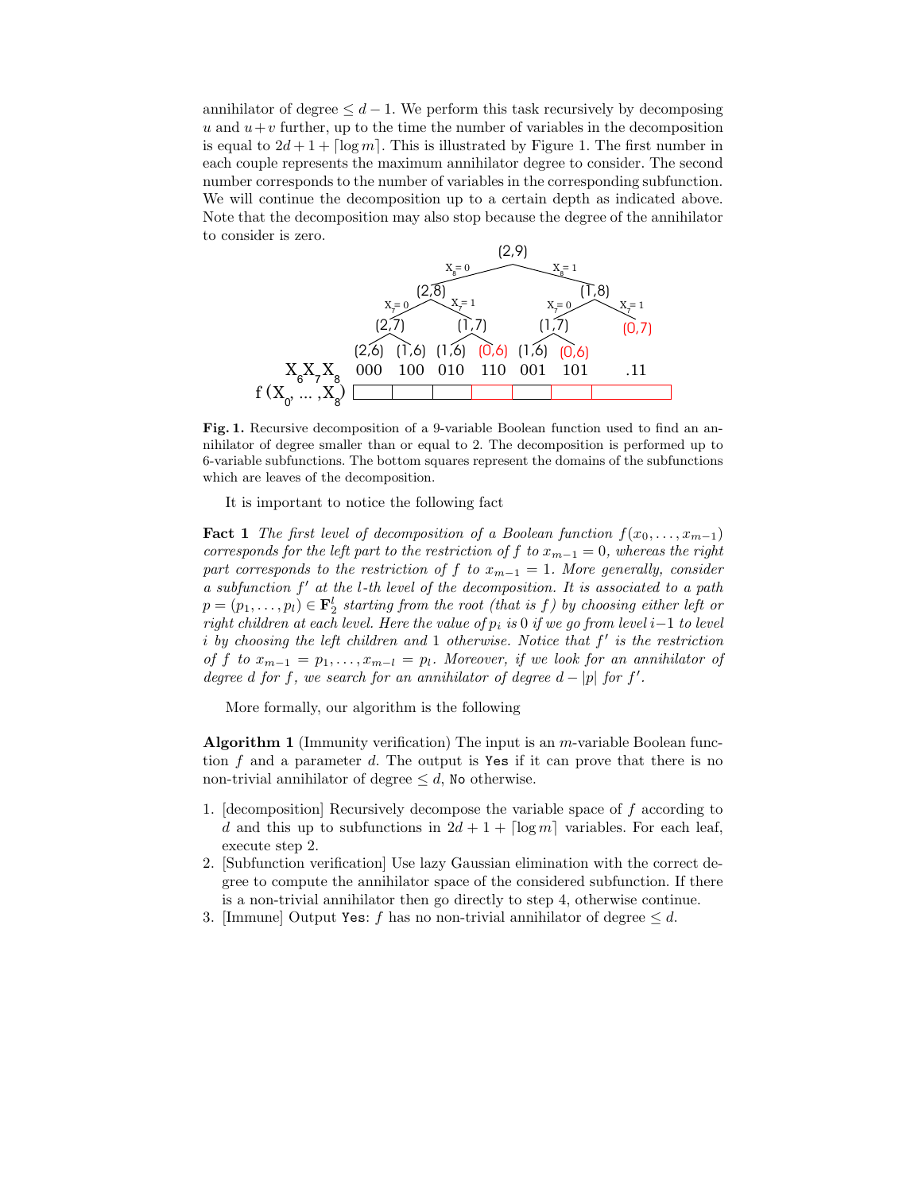annihilator of degree $\leq d-1$. We perform this task recursively by decomposing $u$ and $u+v$ further, up to the time the number of variables in the decomposition is equal to $2d+1+\lceil \log m \rceil$. This is illustrated by Figure 1. The first number in each couple represents the maximum annihilator degree to consider. The second number corresponds to the number of variables in the corresponding subfunction. We will continue the decomposition up to a certain depth as indicated above. Note that the decomposition may also stop because the degree of the annihilator to consider is zero.

**Fig. 1.** Recursive decomposition of a 9-variable Boolean function used to find an annihilator of degree smaller than or equal to 2. The decomposition is performed up to 6-variable subfunctions. The bottom squares represent the domains of the subfunctions which are leaves of the decomposition.

It is important to notice the following fact

**Fact 1** *The first level of decomposition of a Boolean function $f(x_0, \ldots, x_{m-1})$ corresponds for the left part to the restriction of $f$ to $x_{m-1} = 0$, whereas the right part corresponds to the restriction of $f$ to $x_{m-1} = 1$. More generally, consider a subfunction $f'$ at the $l$-th level of the decomposition. It is associated to a path $p = (p_1, \ldots, p_l) \in \mathbf{F}_2^l$ starting from the root (that is $f$) by choosing either left or right children at each level. Here the value of $p_i$ is 0 if we go from level $i-1$ to level $i$ by choosing the left children and 1 otherwise. Notice that $f'$ is the restriction of $f$ to $x_{m-1} = p_1, \ldots, x_{m-l} = p_l$. Moreover, if we look for an annihilator of degree $d$ for $f$, we search for an annihilator of degree $d - |p|$ for $f'$.*

More formally, our algorithm is the following

**Algorithm 1** (Immunity verification) The input is an $m$-variable Boolean function $f$ and a parameter $d$. The output is `Yes` if it can prove that there is no non-trivial annihilator of degree $\leq d$, `No` otherwise.

1. [decomposition] Recursively decompose the variable space of $f$ according to $d$ and this up to subfunctions in $2d+1+\lceil \log m \rceil$ variables. For each leaf, execute step 2.
2. [Subfunction verification] Use lazy Gaussian elimination with the correct degree to compute the annihilator space of the considered subfunction. If there is a non-trivial annihilator then go directly to step 4, otherwise continue.
3. [Immune] Output `Yes`: $f$ has no non-trivial annihilator of degree $\leq d$.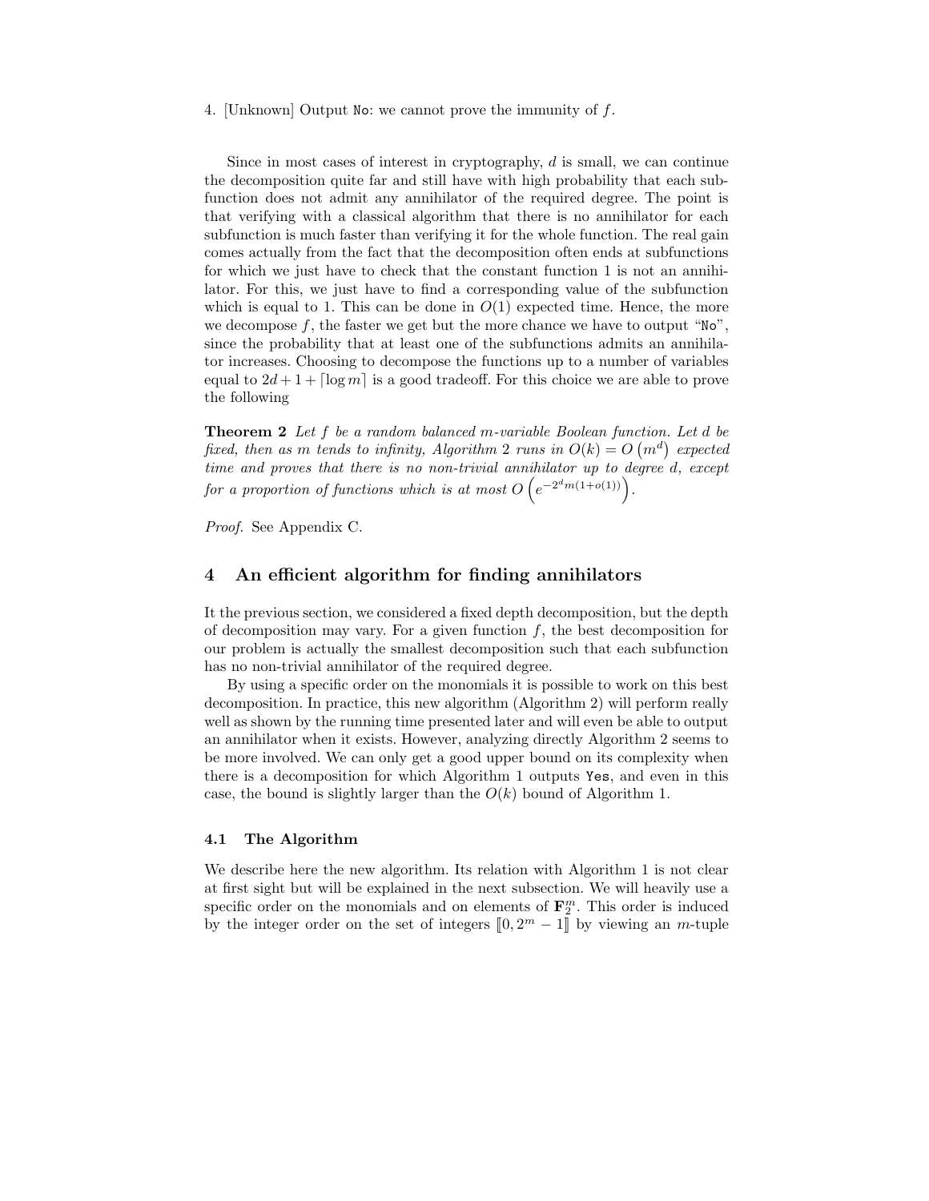4. [Unknown] Output No: we cannot prove the immunity of $f$.

Since in most cases of interest in cryptography, $d$ is small, we can continue the decomposition quite far and still have with high probability that each subfunction does not admit any annihilator of the required degree. The point is that verifying with a classical algorithm that there is no annihilator for each subfunction is much faster than verifying it for the whole function. The real gain comes actually from the fact that the decomposition often ends at subfunctions for which we just have to check that the constant function 1 is not an annihilator. For this, we just have to find a corresponding value of the subfunction which is equal to 1. This can be done in $O(1)$ expected time. Hence, the more we decompose $f$, the faster we get but the more chance we have to output "No", since the probability that at least one of the subfunctions admits an annihilator increases. Choosing to decompose the functions up to a number of variables equal to $2d + 1 + \lceil \log m \rceil$ is a good tradeoff. For this choice we are able to prove the following

**Theorem 2** *Let $f$ be a random balanced $m$-variable Boolean function. Let $d$ be fixed, then as $m$ tends to infinity, Algorithm 2 runs in $O(k) = O\left(m^d\right)$ expected time and proves that there is no non-trivial annihilator up to degree $d$, except for a proportion of functions which is at most $O\left(e^{-2^d m(1+o(1))}\right)$.*

*Proof.* See Appendix C.

## 4 An efficient algorithm for finding annihilators

It the previous section, we considered a fixed depth decomposition, but the depth of decomposition may vary. For a given function $f$, the best decomposition for our problem is actually the smallest decomposition such that each subfunction has no non-trivial annihilator of the required degree.

By using a specific order on the monomials it is possible to work on this best decomposition. In practice, this new algorithm (Algorithm 2) will perform really well as shown by the running time presented later and will even be able to output an annihilator when it exists. However, analyzing directly Algorithm 2 seems to be more involved. We can only get a good upper bound on its complexity when there is a decomposition for which Algorithm 1 outputs Yes, and even in this case, the bound is slightly larger than the $O(k)$ bound of Algorithm 1.

### 4.1 The Algorithm

We describe here the new algorithm. Its relation with Algorithm 1 is not clear at first sight but will be explained in the next subsection. We will heavily use a specific order on the monomials and on elements of $\mathbf{F}_2^m$. This order is induced by the integer order on the set of integers $[\![0, 2^m - 1]\!]$ by viewing an $m$-tuple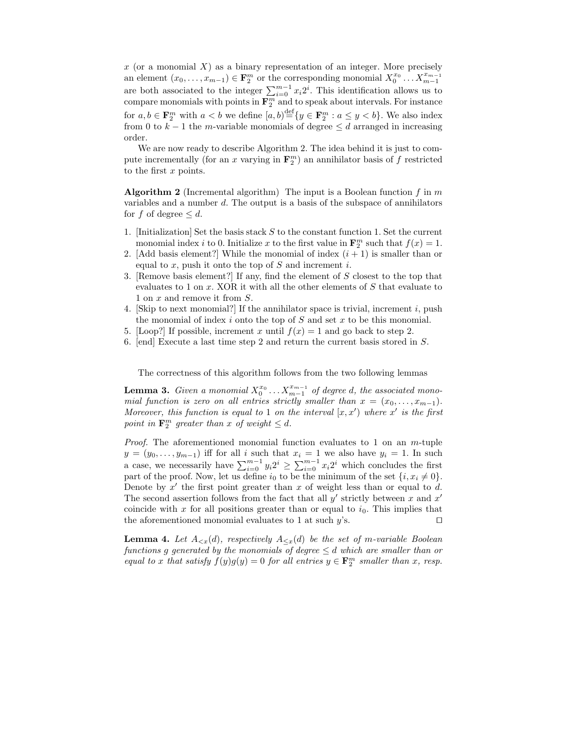$x$ (or a monomial $X$) as a binary representation of an integer. More precisely an element $(x_0, \ldots, x_{m-1}) \in \mathbf{F}_2^m$ or the corresponding monomial $X_0^{x_0} \ldots X_{m-1}^{x_{m-1}}$ are both associated to the integer $\sum_{i=0}^{m-1} x_i 2^i$. This identification allows us to compare monomials with points in $\mathbf{F}_2^m$ and to speak about intervals. For instance for $a, b \in \mathbf{F}_2^m$ with $a < b$ we define $[a, b) \stackrel{\text{def}}{=} \{y \in \mathbf{F}_2^m : a \leq y < b\}$. We also index from 0 to $k-1$ the $m$-variable monomials of degree $\leq d$ arranged in increasing order.

We are now ready to describe Algorithm 2. The idea behind it is just to compute incrementally (for an $x$ varying in $\mathbf{F}_2^m$) an annihilator basis of $f$ restricted to the first $x$ points.

**Algorithm 2** (Incremental algorithm) The input is a Boolean function $f$ in $m$ variables and a number $d$. The output is a basis of the subspace of annihilators for $f$ of degree $\leq d$.

1. [Initialization] Set the basis stack $S$ to the constant function 1. Set the current monomial index $i$ to 0. Initialize $x$ to the first value in $\mathbf{F}_2^m$ such that $f(x) = 1$.
2. [Add basis element?] While the monomial of index $(i+1)$ is smaller than or equal to $x$, push it onto the top of $S$ and increment $i$.
3. [Remove basis element?] If any, find the element of $S$ closest to the top that evaluates to 1 on $x$. XOR it with all the other elements of $S$ that evaluate to 1 on $x$ and remove it from $S$.
4. [Skip to next monomial?] If the annihilator space is trivial, increment $i$, push the monomial of index $i$ onto the top of $S$ and set $x$ to be this monomial.
5. [Loop?] If possible, increment $x$ until $f(x) = 1$ and go back to step 2.
6. [end] Execute a last time step 2 and return the current basis stored in $S$.

The correctness of this algorithm follows from the two following lemmas

**Lemma 3.** *Given a monomial $X_0^{x_0} \ldots X_{m-1}^{x_{m-1}}$ of degree $d$, the associated monomial function is zero on all entries strictly smaller than $x = (x_0, \ldots, x_{m-1})$. Moreover, this function is equal to 1 on the interval $[x, x')$ where $x'$ is the first point in $\mathbf{F}_2^m$ greater than $x$ of weight $\leq d$.*

*Proof.* The aforementioned monomial function evaluates to 1 on an $m$-tuple $y = (y_0, \ldots, y_{m-1})$ iff for all $i$ such that $x_i = 1$ we also have $y_i = 1$. In such a case, we necessarily have $\sum_{i=0}^{m-1} y_i 2^i \geq \sum_{i=0}^{m-1} x_i 2^i$ which concludes the first part of the proof. Now, let us define $i_0$ to be the minimum of the set $\{i, x_i \neq 0\}$. Denote by $x'$ the first point greater than $x$ of weight less than or equal to $d$. The second assertion follows from the fact that all $y'$ strictly between $x$ and $x'$ coincide with $x$ for all positions greater than or equal to $i_0$. This implies that the aforementioned monomial evaluates to 1 at such $y$'s. ◻

**Lemma 4.** *Let $A_{<x}(d)$, respectively $A_{\leq x}(d)$ be the set of $m$-variable Boolean functions $g$ generated by the monomials of degree $\leq d$ which are smaller than or equal to $x$ that satisfy $f(y)g(y) = 0$ for all entries $y \in \mathbf{F}_2^m$ smaller than $x$, resp.*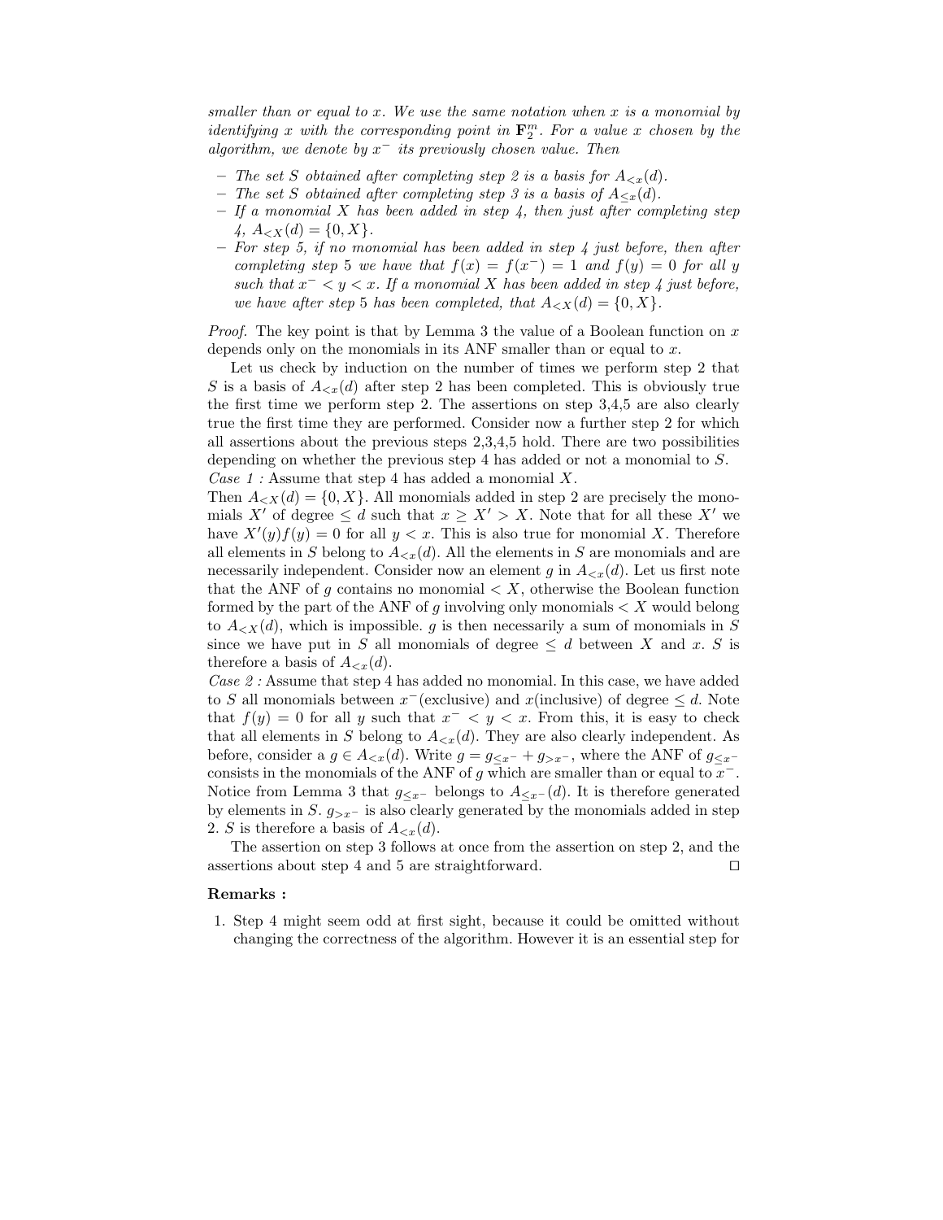*smaller than or equal to $x$. We use the same notation when $x$ is a monomial by identifying $x$ with the corresponding point in $\mathbf{F}_2^m$. For a value $x$ chosen by the algorithm, we denote by $x^-$ its previously chosen value. Then*

- *The set $S$ obtained after completing step 2 is a basis for $A_{<x}(d)$.*
- *The set $S$ obtained after completing step 3 is a basis of $A_{\leq x}(d)$.*
- *If a monomial $X$ has been added in step 4, then just after completing step 4, $A_{<X}(d) = \{0, X\}$.*
- *For step 5, if no monomial has been added in step 4 just before, then after completing step 5 we have that $f(x) = f(x^-) = 1$ and $f(y) = 0$ for all $y$ such that $x^- < y < x$. If a monomial $X$ has been added in step 4 just before, we have after step 5 has been completed, that $A_{<X}(d) = \{0, X\}$.*

*Proof.* The key point is that by Lemma 3 the value of a Boolean function on $x$ depends only on the monomials in its ANF smaller than or equal to $x$.

Let us check by induction on the number of times we perform step 2 that $S$ is a basis of $A_{<x}(d)$ after step 2 has been completed. This is obviously true the first time we perform step 2. The assertions on step 3,4,5 are also clearly true the first time they are performed. Consider now a further step 2 for which all assertions about the previous steps 2,3,4,5 hold. There are two possibilities depending on whether the previous step 4 has added or not a monomial to $S$.

*Case 1 :* Assume that step 4 has added a monomial $X$.
Then $A_{<X}(d) = \{0, X\}$. All monomials added in step 2 are precisely the monomials $X'$ of degree $\leq d$ such that $x \geq X' > X$. Note that for all these $X'$ we have $X'(y)f(y) = 0$ for all $y < x$. This is also true for monomial $X$. Therefore all elements in $S$ belong to $A_{<x}(d)$. All the elements in $S$ are monomials and are necessarily independent. Consider now an element $g$ in $A_{<x}(d)$. Let us first note that the ANF of $g$ contains no monomial $< X$, otherwise the Boolean function formed by the part of the ANF of $g$ involving only monomials $< X$ would belong to $A_{<X}(d)$, which is impossible. $g$ is then necessarily a sum of monomials in $S$ since we have put in $S$ all monomials of degree $\leq d$ between $X$ and $x$. $S$ is therefore a basis of $A_{<x}(d)$.

*Case 2 :* Assume that step 4 has added no monomial. In this case, we have added to $S$ all monomials between $x^-$(exclusive) and $x$(inclusive) of degree $\leq d$. Note that $f(y) = 0$ for all $y$ such that $x^- < y < x$. From this, it is easy to check that all elements in $S$ belong to $A_{<x}(d)$. They are also clearly independent. As before, consider a $g \in A_{<x}(d)$. Write $g = g_{\leq x^-} + g_{>x^-}$, where the ANF of $g_{\leq x^-}$ consists in the monomials of the ANF of $g$ which are smaller than or equal to $x^-$. Notice from Lemma 3 that $g_{\leq x^-}$ belongs to $A_{\leq x^-}(d)$. It is therefore generated by elements in $S$. $g_{>x^-}$ is also clearly generated by the monomials added in step 2. $S$ is therefore a basis of $A_{<x}(d)$.

The assertion on step 3 follows at once from the assertion on step 2, and the assertions about step 4 and 5 are straightforward. □

**Remarks :**

1. Step 4 might seem odd at first sight, because it could be omitted without changing the correctness of the algorithm. However it is an essential step for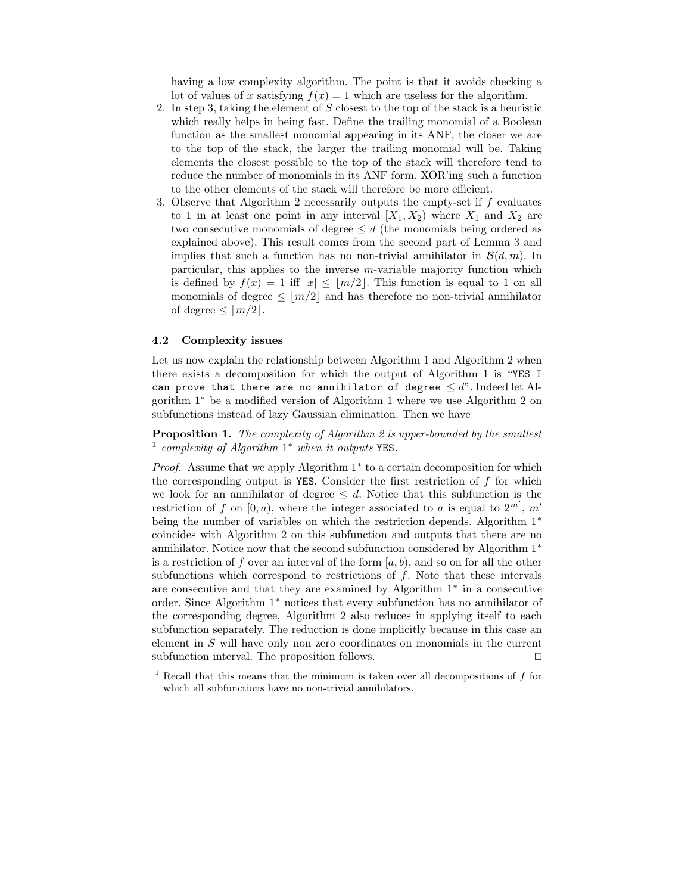having a low complexity algorithm. The point is that it avoids checking a lot of values of $x$ satisfying $f(x) = 1$ which are useless for the algorithm.

2. In step 3, taking the element of $S$ closest to the top of the stack is a heuristic which really helps in being fast. Define the trailing monomial of a Boolean function as the smallest monomial appearing in its ANF, the closer we are to the top of the stack, the larger the trailing monomial will be. Taking elements the closest possible to the top of the stack will therefore tend to reduce the number of monomials in its ANF form. XOR'ing such a function to the other elements of the stack will therefore be more efficient.
3. Observe that Algorithm 2 necessarily outputs the empty-set if $f$ evaluates to 1 in at least one point in any interval $[X_1, X_2)$ where $X_1$ and $X_2$ are two consecutive monomials of degree $\leq d$ (the monomials being ordered as explained above). This result comes from the second part of Lemma 3 and implies that such a function has no non-trivial annihilator in $\mathcal{B}(d, m)$. In particular, this applies to the inverse $m$-variable majority function which is defined by $f(x) = 1$ iff $|x| \leq \lfloor m/2 \rfloor$. This function is equal to 1 on all monomials of degree $\leq \lfloor m/2 \rfloor$ and has therefore no non-trivial annihilator of degree $\leq \lfloor m/2 \rfloor$.

### 4.2 Complexity issues

Let us now explain the relationship between Algorithm 1 and Algorithm 2 when there exists a decomposition for which the output of Algorithm 1 is "`YES I can prove that there are no annihilator of degree` $\leq d$". Indeed let Algorithm $1^*$ be a modified version of Algorithm 1 where we use Algorithm 2 on subfunctions instead of lazy Gaussian elimination. Then we have

**Proposition 1.** *The complexity of Algorithm 2 is upper-bounded by the smallest* [1] *complexity of Algorithm* $1^*$ *when it outputs* `YES`.

*Proof.* Assume that we apply Algorithm $1^*$ to a certain decomposition for which the corresponding output is `YES`. Consider the first restriction of $f$ for which we look for an annihilator of degree $\leq d$. Notice that this subfunction is the restriction of $f$ on $[0, a)$, where the integer associated to $a$ is equal to $2^{m'}$, $m'$ being the number of variables on which the restriction depends. Algorithm $1^*$ coincides with Algorithm 2 on this subfunction and outputs that there are no annihilator. Notice now that the second subfunction considered by Algorithm $1^*$ is a restriction of $f$ over an interval of the form $[a, b)$, and so on for all the other subfunctions which correspond to restrictions of $f$. Note that these intervals are consecutive and that they are examined by Algorithm $1^*$ in a consecutive order. Since Algorithm $1^*$ notices that every subfunction has no annihilator of the corresponding degree, Algorithm 2 also reduces in applying itself to each subfunction separately. The reduction is done implicitly because in this case an element in $S$ will have only non zero coordinates on monomials in the current subfunction interval. The proposition follows. $\square$

---

[1] Recall that this means that the minimum is taken over all decompositions of $f$ for which all subfunctions have no non-trivial annihilators.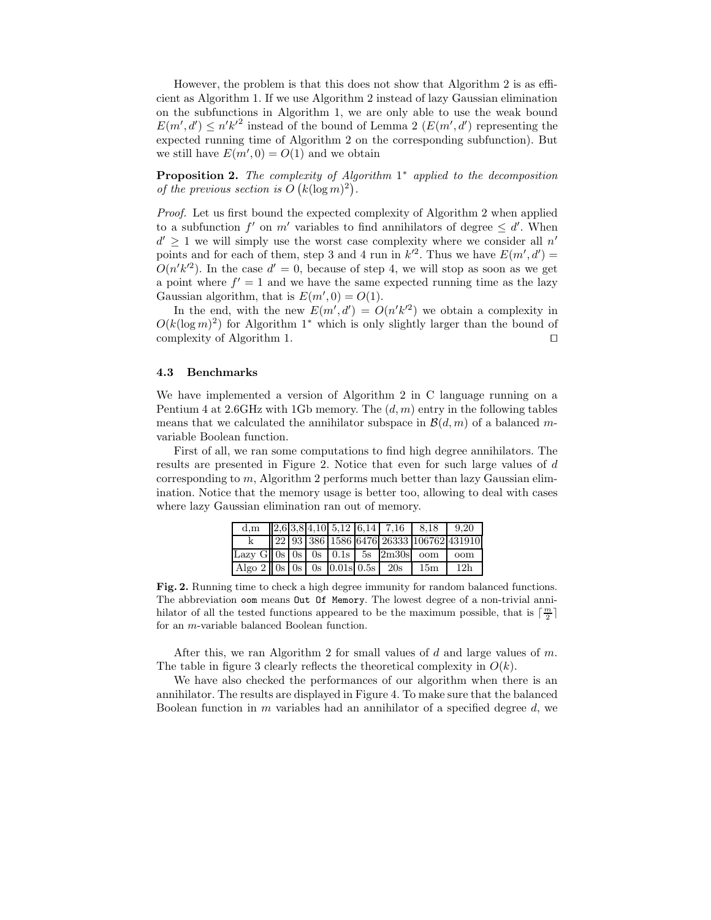However, the problem is that this does not show that Algorithm 2 is as efficient as Algorithm 1. If we use Algorithm 2 instead of lazy Gaussian elimination on the subfunctions in Algorithm 1, we are only able to use the weak bound $E(m', d') \leq n'k'^2$ instead of the bound of Lemma 2 ($E(m', d')$ representing the expected running time of Algorithm 2 on the corresponding subfunction). But we still have $E(m', 0) = O(1)$ and we obtain

**Proposition 2.** *The complexity of Algorithm 1\* applied to the decomposition of the previous section is* $O\left(k(\log m)^2\right)$*.*

*Proof.* Let us first bound the expected complexity of Algorithm 2 when applied to a subfunction $f'$ on $m'$ variables to find annihilators of degree $\leq d'$. When $d' \geq 1$ we will simply use the worst case complexity where we consider all $n'$ points and for each of them, step 3 and 4 run in $k'^2$. Thus we have $E(m', d') = O(n'k'^2)$. In the case $d' = 0$, because of step 4, we will stop as soon as we get a point where $f' = 1$ and we have the same expected running time as the lazy Gaussian algorithm, that is $E(m', 0) = O(1)$.

In the end, with the new $E(m', d') = O(n'k'^2)$ we obtain a complexity in $O(k(\log m)^2)$ for Algorithm 1* which is only slightly larger than the bound of complexity of Algorithm 1. ◻

### 4.3 Benchmarks

We have implemented a version of Algorithm 2 in C language running on a Pentium 4 at 2.6GHz with 1Gb memory. The $(d, m)$ entry in the following tables means that we calculated the annihilator subspace in $\mathcal{B}(d, m)$ of a balanced $m$-variable Boolean function.

First of all, we ran some computations to find high degree annihilators. The results are presented in Figure 2. Notice that even for such large values of $d$ corresponding to $m$, Algorithm 2 performs much better than lazy Gaussian elimination. Notice that the memory usage is better too, allowing to deal with cases where lazy Gaussian elimination ran out of memory.

| d,m | 2,6 | 3,8 | 4,10 | 5,12 | 6,14 | 7,16 | 8,18 | 9,20 |
|---|---|---|---|---|---|---|---|---|
| k | 22 | 93 | 386 | 1586 | 6476 | 26333 | 106762 | 431910 |
| Lazy G | 0s | 0s | 0s | 0.1s | 5s | 2m30s | oom | oom |
| Algo 2 | 0s | 0s | 0s | 0.01s | 0.5s | 20s | 15m | 12h |

**Fig. 2.** Running time to check a high degree immunity for random balanced functions. The abbreviation `oom` means `Out Of Memory`. The lowest degree of a non-trivial annihilator of all the tested functions appeared to be the maximum possible, that is $\lceil \frac{m}{2} \rceil$ for an $m$-variable balanced Boolean function.

After this, we ran Algorithm 2 for small values of $d$ and large values of $m$. The table in figure 3 clearly reflects the theoretical complexity in $O(k)$.

We have also checked the performances of our algorithm when there is an annihilator. The results are displayed in Figure 4. To make sure that the balanced Boolean function in $m$ variables had an annihilator of a specified degree $d$, we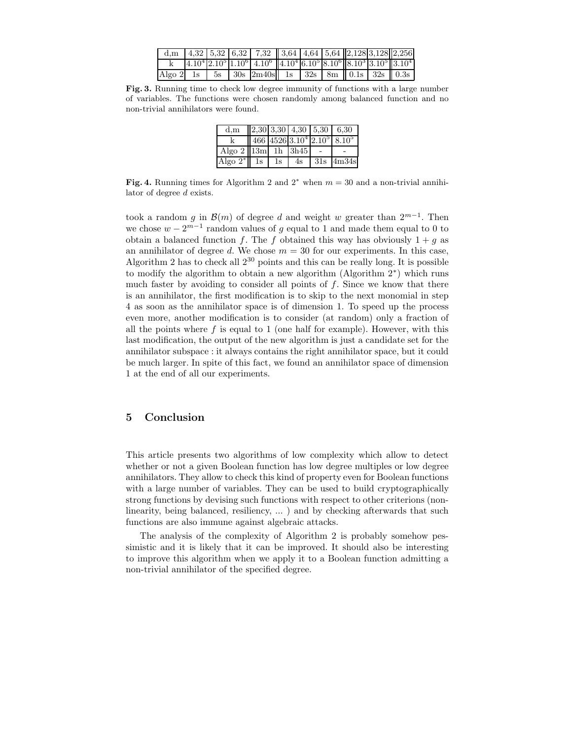| d,m | 4,32 | 5,32 | 6,32 | 7,32 | 3,64 | 4,64 | 5,64 | 2,128 | 3,128 | 2,256 |
|---|---|---|---|---|---|---|---|---|---|---|
| k | $4.10^4$ | $2.10^5$ | $1.10^6$ | $4.10^6$ | $4.10^4$ | $6.10^5$ | $8.10^6$ | $8.10^3$ | $3.10^5$ | $3.10^4$ |
| Algo 2 | 1s | 5s | 30s | 2m40s | 1s | 32s | 8m | 0.1s | 32s | 0.3s |

**Fig. 3.** Running time to check low degree immunity of functions with a large number of variables. The functions were chosen randomly among balanced function and no non-trivial annihilators were found.

| d,m | 2,30 | 3,30 | 4,30 | 5,30 | 6,30 |
|---|---|---|---|---|---|
| k | 466 | 4526 | $3.10^4$ | $2.10^5$ | $8.10^5$ |
| Algo 2 | 13m | 1h | 3h45 | - | - |
| Algo $2^*$ | 1s | 1s | 4s | 31s | 4m34s |

**Fig. 4.** Running times for Algorithm 2 and $2^*$ when $m = 30$ and a non-trivial annihilator of degree $d$ exists.

took a random $g$ in $\mathcal{B}(m)$ of degree $d$ and weight $w$ greater than $2^{m-1}$. Then we chose $w - 2^{m-1}$ random values of $g$ equal to 1 and made them equal to 0 to obtain a balanced function $f$. The $f$ obtained this way has obviously $1 + g$ as an annihilator of degree $d$. We chose $m = 30$ for our experiments. In this case, Algorithm 2 has to check all $2^{30}$ points and this can be really long. It is possible to modify the algorithm to obtain a new algorithm (Algorithm $2^*$) which runs much faster by avoiding to consider all points of $f$. Since we know that there is an annihilator, the first modification is to skip to the next monomial in step 4 as soon as the annihilator space is of dimension 1. To speed up the process even more, another modification is to consider (at random) only a fraction of all the points where $f$ is equal to 1 (one half for example). However, with this last modification, the output of the new algorithm is just a candidate set for the annihilator subspace : it always contains the right annihilator space, but it could be much larger. In spite of this fact, we found an annihilator space of dimension 1 at the end of all our experiments.

## 5 Conclusion

This article presents two algorithms of low complexity which allow to detect whether or not a given Boolean function has low degree multiples or low degree annihilators. They allow to check this kind of property even for Boolean functions with a large number of variables. They can be used to build cryptographically strong functions by devising such functions with respect to other criterions (nonlinearity, being balanced, resiliency, ... ) and by checking afterwards that such functions are also immune against algebraic attacks.

The analysis of the complexity of Algorithm 2 is probably somehow pessimistic and it is likely that it can be improved. It should also be interesting to improve this algorithm when we apply it to a Boolean function admitting a non-trivial annihilator of the specified degree.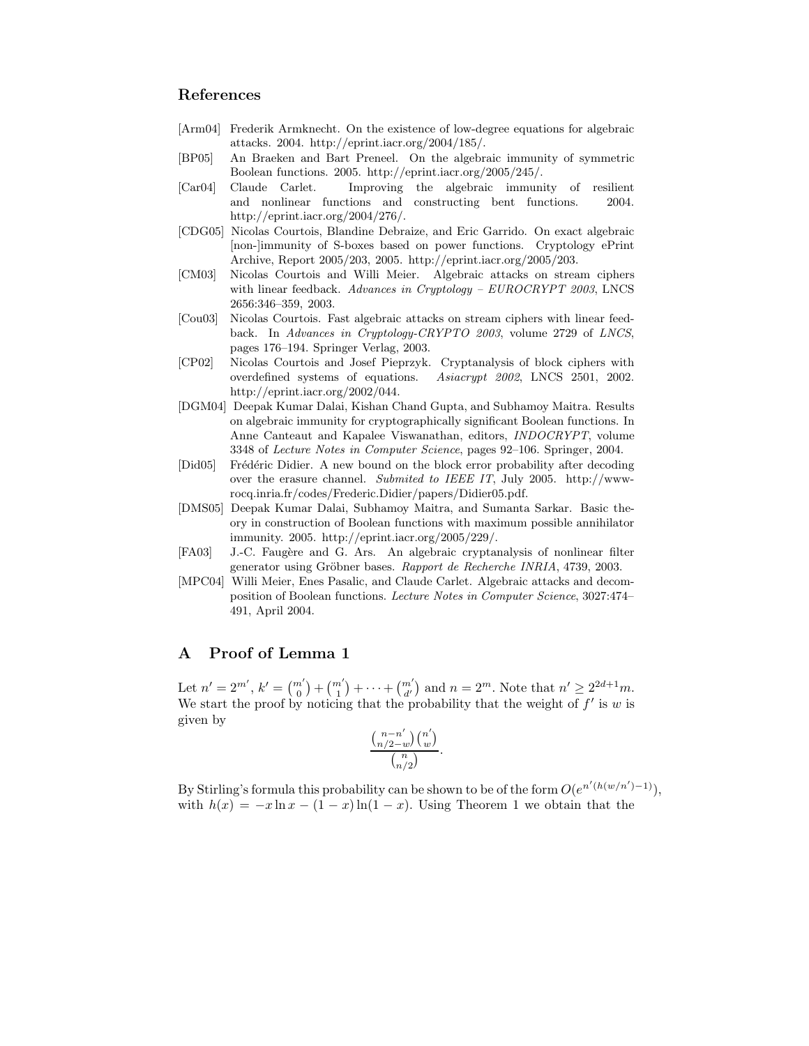## References

[Arm04] Frederik Armknecht. On the existence of low-degree equations for algebraic attacks. 2004. http://eprint.iacr.org/2004/185/.

[BP05] An Braeken and Bart Preneel. On the algebraic immunity of symmetric Boolean functions. 2005. http://eprint.iacr.org/2005/245/.

[Car04] Claude Carlet. Improving the algebraic immunity of resilient and nonlinear functions and constructing bent functions. 2004. http://eprint.iacr.org/2004/276/.

[CDG05] Nicolas Courtois, Blandine Debraize, and Eric Garrido. On exact algebraic [non-]immunity of S-boxes based on power functions. Cryptology ePrint Archive, Report 2005/203, 2005. http://eprint.iacr.org/2005/203.

[CM03] Nicolas Courtois and Willi Meier. Algebraic attacks on stream ciphers with linear feedback. *Advances in Cryptology – EUROCRYPT 2003*, LNCS 2656:346–359, 2003.

[Cou03] Nicolas Courtois. Fast algebraic attacks on stream ciphers with linear feedback. In *Advances in Cryptology-CRYPTO 2003*, volume 2729 of *LNCS*, pages 176–194. Springer Verlag, 2003.

[CP02] Nicolas Courtois and Josef Pieprzyk. Cryptanalysis of block ciphers with overdefined systems of equations. *Asiacrypt 2002*, LNCS 2501, 2002. http://eprint.iacr.org/2002/044.

[DGM04] Deepak Kumar Dalai, Kishan Chand Gupta, and Subhamoy Maitra. Results on algebraic immunity for cryptographically significant Boolean functions. In Anne Canteaut and Kapalee Viswanathan, editors, *INDOCRYPT*, volume 3348 of *Lecture Notes in Computer Science*, pages 92–106. Springer, 2004.

[Did05] Frédéric Didier. A new bound on the block error probability after decoding over the erasure channel. *Submited to IEEE IT*, July 2005. http://www-rocq.inria.fr/codes/Frederic.Didier/papers/Didier05.pdf.

[DMS05] Deepak Kumar Dalai, Subhamoy Maitra, and Sumanta Sarkar. Basic theory in construction of Boolean functions with maximum possible annihilator immunity. 2005. http://eprint.iacr.org/2005/229/.

[FA03] J.-C. Faugère and G. Ars. An algebraic cryptanalysis of nonlinear filter generator using Gröbner bases. *Rapport de Recherche INRIA*, 4739, 2003.

[MPC04] Willi Meier, Enes Pasalic, and Claude Carlet. Algebraic attacks and decomposition of Boolean functions. *Lecture Notes in Computer Science*, 3027:474–491, April 2004.

## A Proof of Lemma 1

Let $n' = 2^{m'}$, $k' = \binom{m'}{0} + \binom{m'}{1} + \cdots + \binom{m'}{d'}$ and $n = 2^m$. Note that $n' \geq 2^{2d+1}m$. We start the proof by noticing that the probability that the weight of $f'$ is $w$ is given by

$$\frac{\binom{n-n'}{n/2-w}\binom{n'}{w}}{\binom{n}{n/2}}.$$

By Stirling's formula this probability can be shown to be of the form $O(e^{n'(h(w/n')-1)})$, with $h(x) = -x \ln x - (1-x)\ln(1-x)$. Using Theorem 1 we obtain that the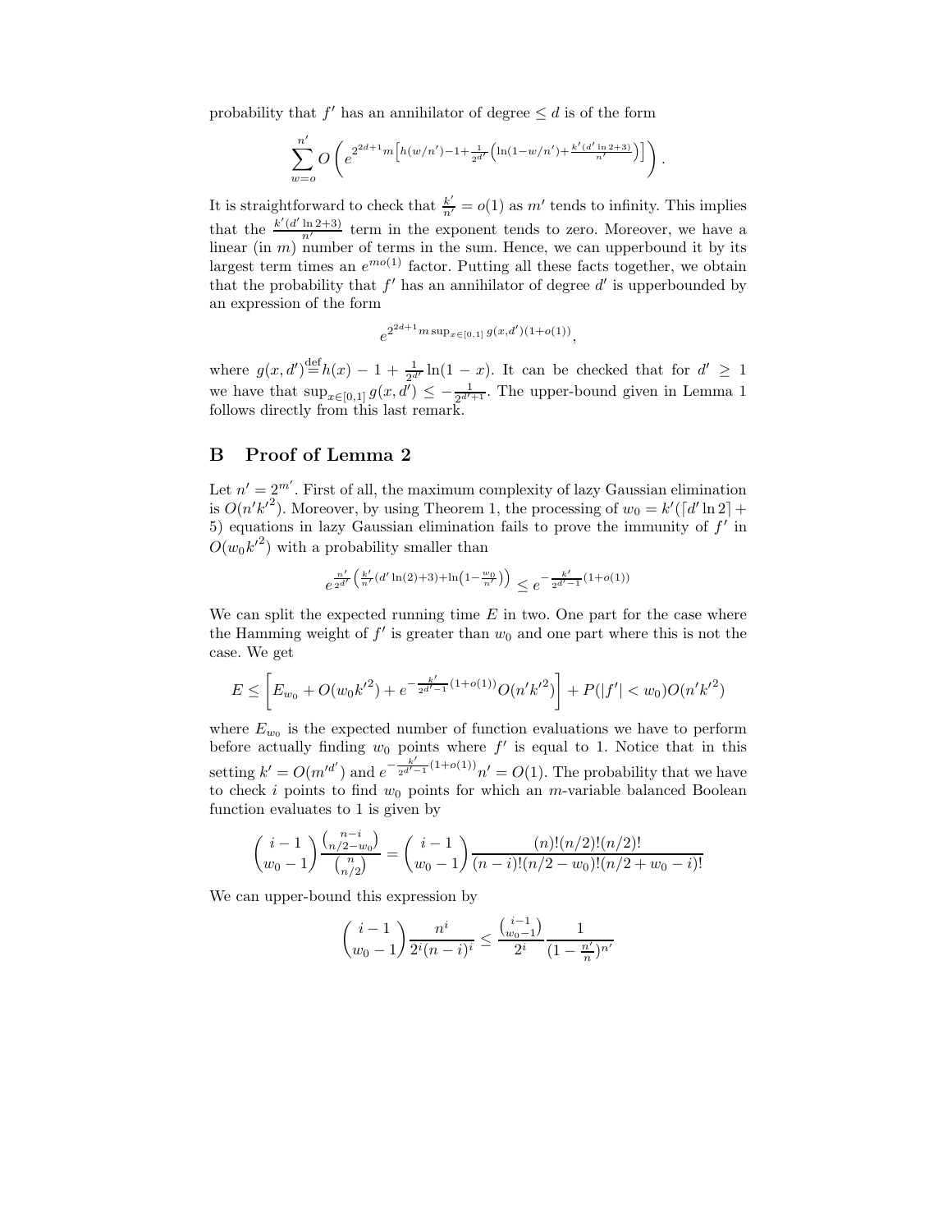probability that $f'$ has an annihilator of degree $\leq d$ is of the form

$$\sum_{w=o}^{n'} O\left(e^{2^{2d+1}m\left[h(w/n')-1+\frac{1}{2^{d'}}\left(\ln(1-w/n')+\frac{k'(d'\ln 2+3)}{n'}\right)\right]}\right).$$

It is straightforward to check that $\frac{k'}{n'} = o(1)$ as $m'$ tends to infinity. This implies that the $\frac{k'(d'\ln 2+3)}{n'}$ term in the exponent tends to zero. Moreover, we have a linear (in $m$) number of terms in the sum. Hence, we can upperbound it by its largest term times an $e^{mo(1)}$ factor. Putting all these facts together, we obtain that the probability that $f'$ has an annihilator of degree $d'$ is upperbounded by an expression of the form

$$e^{2^{2d+1}m\sup_{x\in[0,1]} g(x,d')(1+o(1))},$$

where $g(x, d') \stackrel{\text{def}}{=} h(x) - 1 + \frac{1}{2^{d'}}\ln(1-x)$. It can be checked that for $d' \geq 1$ we have that $\sup_{x\in[0,1]} g(x, d') \leq -\frac{1}{2^{d'+1}}$. The upper-bound given in Lemma 1 follows directly from this last remark.

## B Proof of Lemma 2

Let $n' = 2^{m'}$. First of all, the maximum complexity of lazy Gaussian elimination is $O(n'k'^2)$. Moreover, by using Theorem 1, the processing of $w_0 = k'(\lceil d'\ln 2\rceil + 5)$ equations in lazy Gaussian elimination fails to prove the immunity of $f'$ in $O(w_0 k'^2)$ with a probability smaller than

$$e^{\frac{n'}{2^{d'}}\left(\frac{k'}{n'}(d'\ln(2)+3)+\ln\left(1-\frac{w_0}{n'}\right)\right)} \leq e^{-\frac{k'}{2^{d'}-1}(1+o(1))}$$

We can split the expected running time $E$ in two. One part for the case where the Hamming weight of $f'$ is greater than $w_0$ and one part where this is not the case. We get

$$E \leq \left[E_{w_0} + O(w_0 k'^2) + e^{-\frac{k'}{2^{d'}-1}(1+o(1))}O(n'k'^2)\right] + P(|f'| < w_0)O(n'k'^2)$$

where $E_{w_0}$ is the expected number of function evaluations we have to perform before actually finding $w_0$ points where $f'$ is equal to 1. Notice that in this setting $k' = O(m'^{d'})$ and $e^{-\frac{k'}{2^{d'}-1}(1+o(1))}n' = O(1)$. The probability that we have to check $i$ points to find $w_0$ points for which an $m$-variable balanced Boolean function evaluates to 1 is given by

$$\binom{i-1}{w_0-1}\frac{\binom{n-i}{n/2-w_0}}{\binom{n}{n/2}} = \binom{i-1}{w_0-1}\frac{(n)!(n/2)!(n/2)!}{(n-i)!(n/2-w_0)!(n/2+w_0-i)!}$$

We can upper-bound this expression by

$$\binom{i-1}{w_0-1}\frac{n^i}{2^i(n-i)^i} \leq \frac{\binom{i-1}{w_0-1}}{2^i}\frac{1}{(1-\frac{n'}{n})^{n'}}$$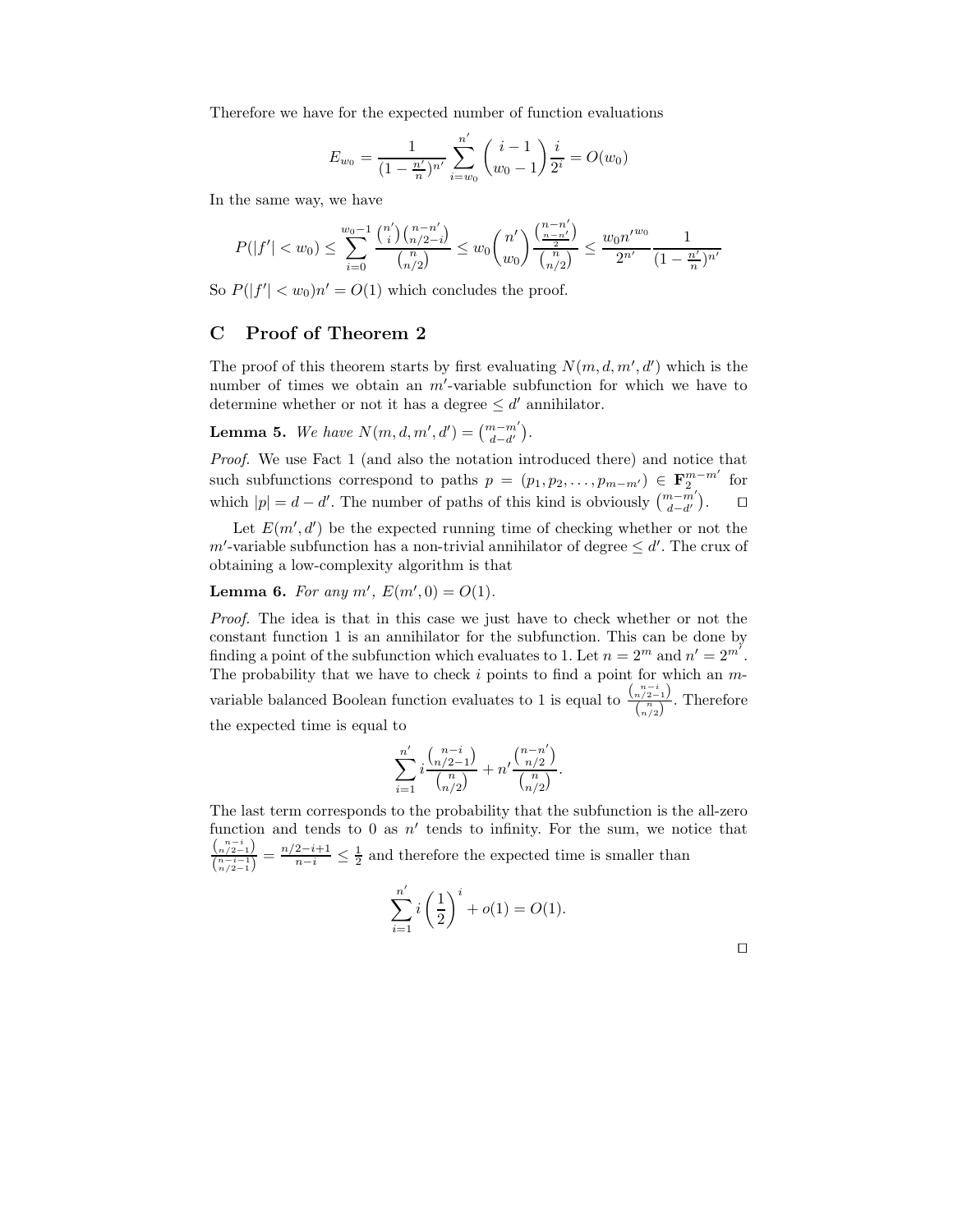Therefore we have for the expected number of function evaluations

$$E_{w_0} = \frac{1}{(1-\frac{n'}{n})^{n'}} \sum_{i=w_0}^{n'} \binom{i-1}{w_0-1} \frac{i}{2^i} = O(w_0)$$

In the same way, we have

$$P(|f'| < w_0) \leq \sum_{i=0}^{w_0-1} \frac{\binom{n'}{i}\binom{n-n'}{n/2-i}}{\binom{n}{n/2}} \leq w_0 \binom{n'}{w_0} \frac{\binom{n-n'}{\frac{n-n'}{2}}}{\binom{n}{n/2}} \leq \frac{w_0 {n'}^{w_0}}{2^{n'}} \frac{1}{(1-\frac{n'}{n})^{n'}}$$

So $P(|f'| < w_0)n' = O(1)$ which concludes the proof.

## C Proof of Theorem 2

The proof of this theorem starts by first evaluating $N(m, d, m', d')$ which is the number of times we obtain an $m'$-variable subfunction for which we have to determine whether or not it has a degree $\leq d'$ annihilator.

**Lemma 5.** *We have* $N(m, d, m', d') = \binom{m-m'}{d-d'}$.

*Proof.* We use Fact 1 (and also the notation introduced there) and notice that such subfunctions correspond to paths $p = (p_1, p_2, \ldots, p_{m-m'}) \in \mathbf{F}_2^{m-m'}$ for which $|p| = d - d'$. The number of paths of this kind is obviously $\binom{m-m'}{d-d'}$. □

Let $E(m', d')$ be the expected running time of checking whether or not the $m'$-variable subfunction has a non-trivial annihilator of degree $\leq d'$. The crux of obtaining a low-complexity algorithm is that

**Lemma 6.** *For any* $m'$, $E(m', 0) = O(1)$.

*Proof.* The idea is that in this case we just have to check whether or not the constant function 1 is an annihilator for the subfunction. This can be done by finding a point of the subfunction which evaluates to 1. Let $n = 2^m$ and $n' = 2^{m'}$. The probability that we have to check $i$ points to find a point for which an $m$-variable balanced Boolean function evaluates to 1 is equal to $\frac{\binom{n-i}{n/2-1}}{\binom{n}{n/2}}$. Therefore the expected time is equal to

$$\sum_{i=1}^{n'} i \frac{\binom{n-i}{n/2-1}}{\binom{n}{n/2}} + n' \frac{\binom{n-n'}{n/2}}{\binom{n}{n/2}}.$$

The last term corresponds to the probability that the subfunction is the all-zero function and tends to 0 as $n'$ tends to infinity. For the sum, we notice that $\frac{\binom{n-i}{n/2-1}}{\binom{n-i-1}{n/2-1}} = \frac{n/2-i+1}{n-i} \leq \frac{1}{2}$ and therefore the expected time is smaller than

$$\sum_{i=1}^{n'} i \left(\frac{1}{2}\right)^i + o(1) = O(1).$$

□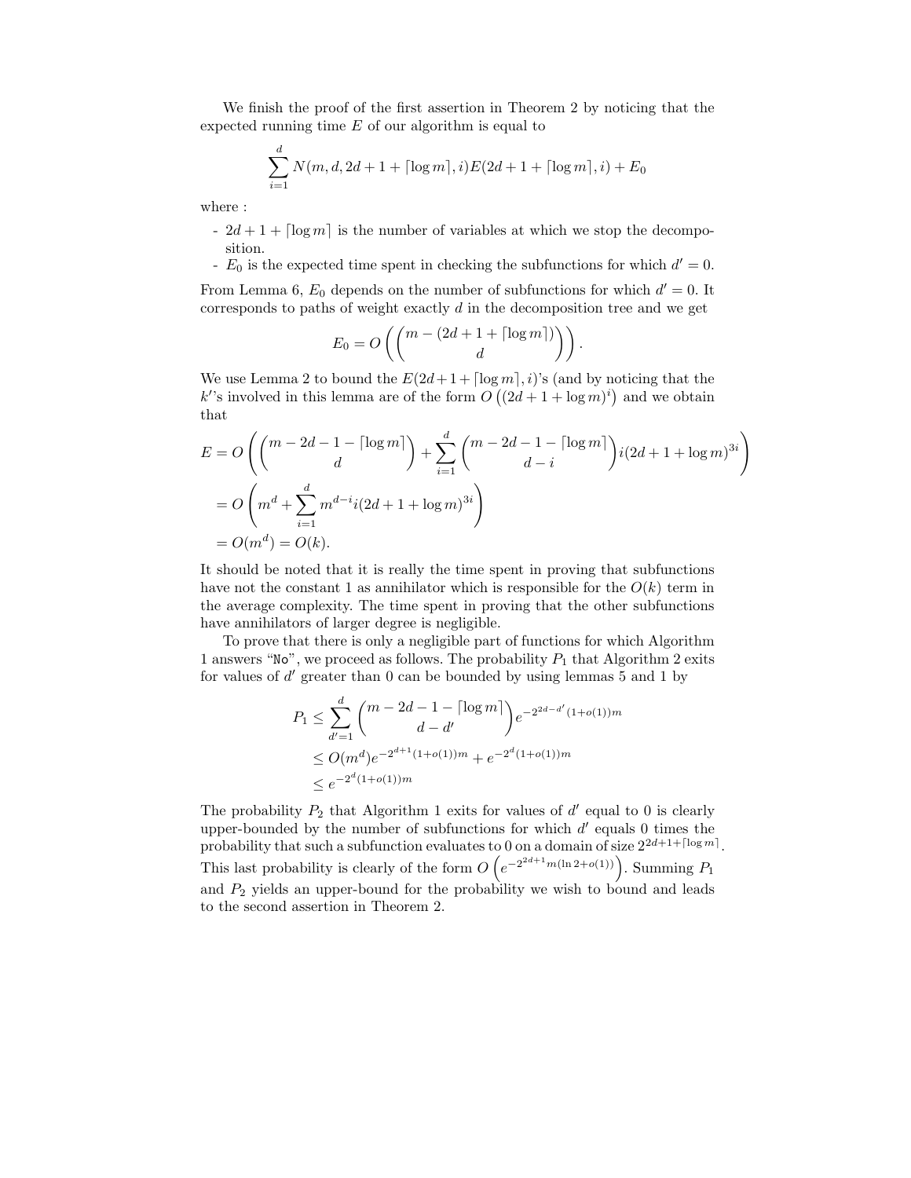We finish the proof of the first assertion in Theorem 2 by noticing that the expected running time $E$ of our algorithm is equal to

$$\sum_{i=1}^{d} N(m, d, 2d+1+\lceil \log m \rceil, i) E(2d+1+\lceil \log m \rceil, i) + E_0$$

where :

- $2d+1+\lceil \log m \rceil$ is the number of variables at which we stop the decomposition.
- $E_0$ is the expected time spent in checking the subfunctions for which $d' = 0$.

From Lemma 6, $E_0$ depends on the number of subfunctions for which $d' = 0$. It corresponds to paths of weight exactly $d$ in the decomposition tree and we get

$$E_0 = O\left( \binom{m - (2d+1+\lceil \log m \rceil)}{d} \right).$$

We use Lemma 2 to bound the $E(2d+1+\lceil \log m \rceil, i)$'s (and by noticing that the $k'$'s involved in this lemma are of the form $O\left((2d+1+\log m)^i\right)$ and we obtain that

$$\begin{aligned}
E &= O\left( \binom{m-2d-1-\lceil \log m \rceil}{d} + \sum_{i=1}^{d} \binom{m-2d-1-\lceil \log m \rceil}{d-i} i(2d+1+\log m)^{3i} \right) \\
&= O\left( m^d + \sum_{i=1}^{d} m^{d-i} i (2d+1+\log m)^{3i} \right) \\
&= O(m^d) = O(k).
\end{aligned}$$

It should be noted that it is really the time spent in proving that subfunctions have not the constant 1 as annihilator which is responsible for the $O(k)$ term in the average complexity. The time spent in proving that the other subfunctions have annihilators of larger degree is negligible.

To prove that there is only a negligible part of functions for which Algorithm 1 answers "No", we proceed as follows. The probability $P_1$ that Algorithm 2 exits for values of $d'$ greater than 0 can be bounded by using lemmas 5 and 1 by

$$\begin{aligned}
P_1 &\leq \sum_{d'=1}^{d} \binom{m-2d-1-\lceil \log m \rceil}{d-d'} e^{-2^{2d-d'}(1+o(1))m} \\
&\leq O(m^d) e^{-2^{d+1}(1+o(1))m} + e^{-2^d(1+o(1))m} \\
&\leq e^{-2^d(1+o(1))m}
\end{aligned}$$

The probability $P_2$ that Algorithm 1 exits for values of $d'$ equal to 0 is clearly upper-bounded by the number of subfunctions for which $d'$ equals 0 times the probability that such a subfunction evaluates to 0 on a domain of size $2^{2d+1+\lceil \log m \rceil}$. This last probability is clearly of the form $O\left(e^{-2^{2d+1} m (\ln 2 + o(1))}\right)$. Summing $P_1$ and $P_2$ yields an upper-bound for the probability we wish to bound and leads to the second assertion in Theorem 2.